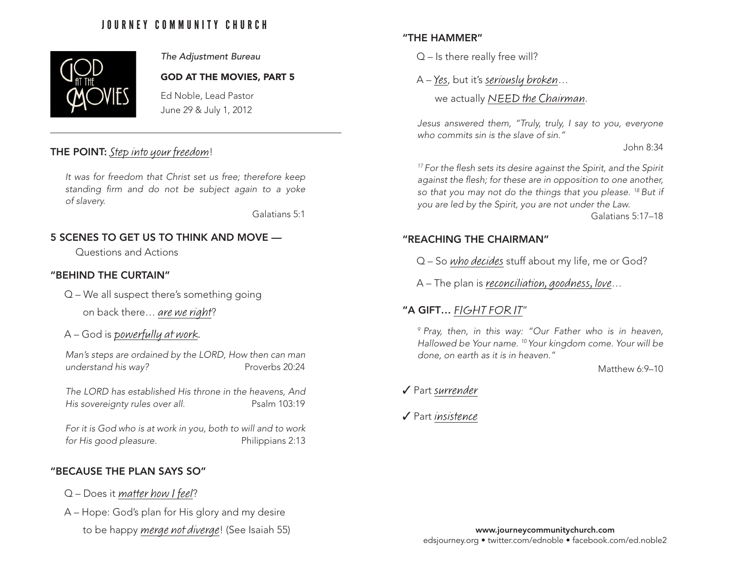# JOURNEY COMMUNITY CHURCH

GOD AT THE MOVIES

*The Adjustment Bureau*

**GOD AT THE MOVIES, PART 5**

Ed Noble, Lead Pastor
June 29 & July 1, 2012

---

## THE POINT: *Step into your freedom*!

*It was for freedom that Christ set us free; therefore keep standing firm and do not be subject again to a yoke of slavery.*

Galatians 5:1

## 5 SCENES TO GET US TO THINK AND MOVE —

Questions and Actions

### "BEHIND THE CURTAIN"

Q – We all suspect there's something going on back there… *are we right*?

A – God is *powerfully at work*.

*Man's steps are ordained by the LORD, How then can man understand his way?* Proverbs 20:24

*The LORD has established His throne in the heavens, And His sovereignty rules over all.* Psalm 103:19

*For it is God who is at work in you, both to will and to work for His good pleasure.* Philippians 2:13

### "BECAUSE THE PLAN SAYS SO"

Q – Does it *matter how I feel*?

A – Hope: God's plan for His glory and my desire to be happy *merge not diverge*! (See Isaiah 55)

### "THE HAMMER"

Q – Is there really free will?

A – *Yes*, but it's *seriously broken*…

we actually *NEED the Chairman*.

*Jesus answered them, "Truly, truly, I say to you, everyone who commits sin is the slave of sin."*

John 8:34

*[17] For the flesh sets its desire against the Spirit, and the Spirit against the flesh; for these are in opposition to one another, so that you may not do the things that you please. [18] But if you are led by the Spirit, you are not under the Law.*

Galatians 5:17–18

### "REACHING THE CHAIRMAN"

Q – So *who decides* stuff about my life, me or God?

A – The plan is *reconciliation, goodness, love*…

### "A GIFT… *FIGHT FOR IT*"

*[9] Pray, then, in this way: "Our Father who is in heaven, Hallowed be Your name. [10] Your kingdom come. Your will be done, on earth as it is in heaven."*

Matthew 6:9–10

✓ Part *surrender*

✓ Part *insistence*

**www.journeycommunitychurch.com**
edsjourney.org • twitter.com/ednoble • facebook.com/ed.noble2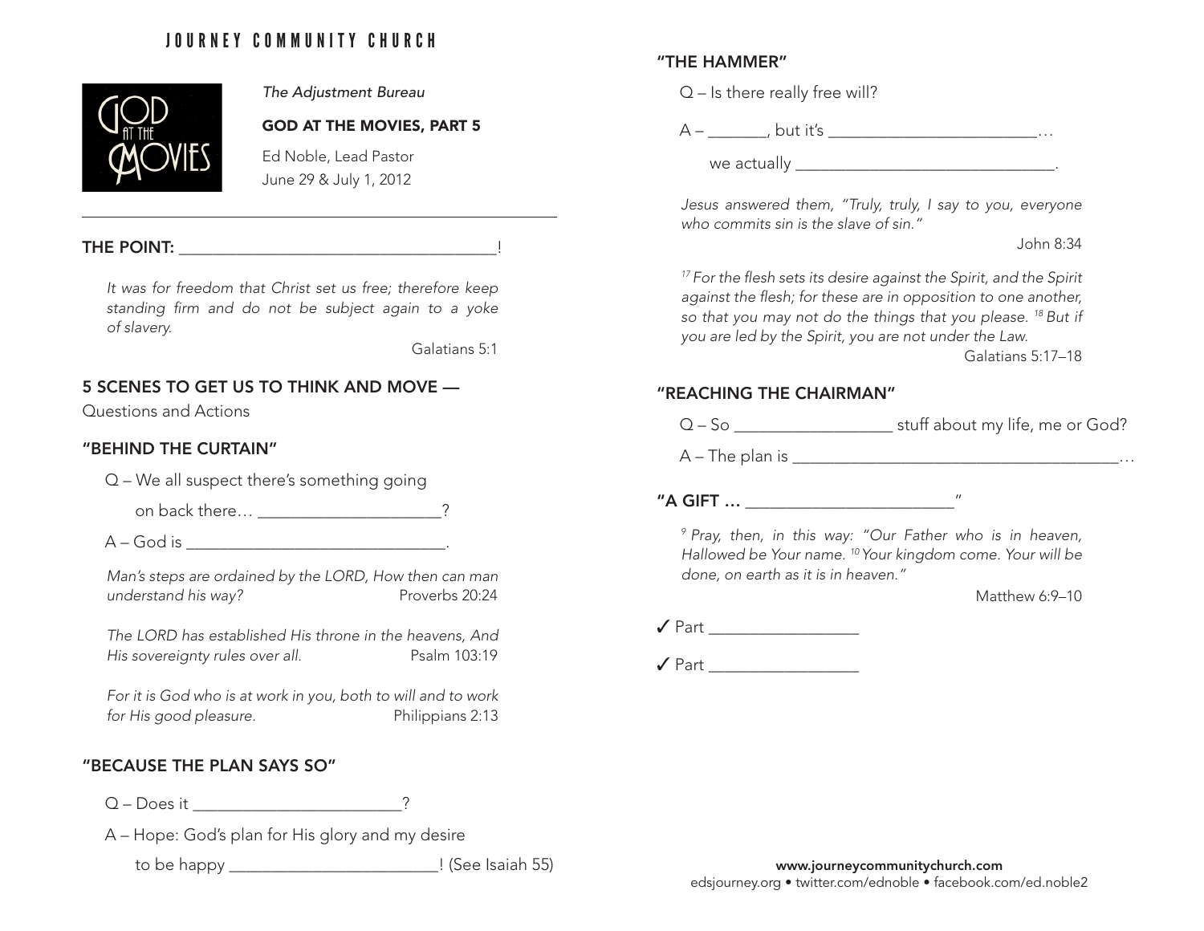JOURNEY COMMUNITY CHURCH

*The Adjustment Bureau*

**GOD AT THE MOVIES, PART 5**

Ed Noble, Lead Pastor

June 29 & July 1, 2012

---

**THE POINT:** ____________________________________!

*It was for freedom that Christ set us free; therefore keep standing firm and do not be subject again to a yoke of slavery.*

Galatians 5:1

## 5 SCENES TO GET US TO THINK AND MOVE —

Questions and Actions

### "BEHIND THE CURTAIN"

Q – We all suspect there's something going on back there… _____________________?

A – God is _____________________________.

*Man's steps are ordained by the LORD, How then can man understand his way?* Proverbs 20:24

*The LORD has established His throne in the heavens, And His sovereignty rules over all.* Psalm 103:19

*For it is God who is at work in you, both to will and to work for His good pleasure.* Philippians 2:13

### "BECAUSE THE PLAN SAYS SO"

Q – Does it _______________________?

A – Hope: God's plan for His glory and my desire to be happy _______________________! (See Isaiah 55)

### "THE HAMMER"

Q – Is there really free will?

A – _______, but it's ________________________…

we actually ______________________________.

*Jesus answered them, "Truly, truly, I say to you, everyone who commits sin is the slave of sin."*

John 8:34

*[17] For the flesh sets its desire against the Spirit, and the Spirit against the flesh; for these are in opposition to one another, so that you may not do the things that you please. [18] But if you are led by the Spirit, you are not under the Law.*

Galatians 5:17–18

### "REACHING THE CHAIRMAN"

Q – So __________________ stuff about my life, me or God?

A – The plan is ______________________________________…

### "A GIFT … ______________________"

*[9] Pray, then, in this way: "Our Father who is in heaven, Hallowed be Your name. [10] Your kingdom come. Your will be done, on earth as it is in heaven."*

Matthew 6:9–10

✓ Part _________________

✓ Part _________________

www.journeycommunitychurch.com

edsjourney.org • twitter.com/ednoble • facebook.com/ed.noble2